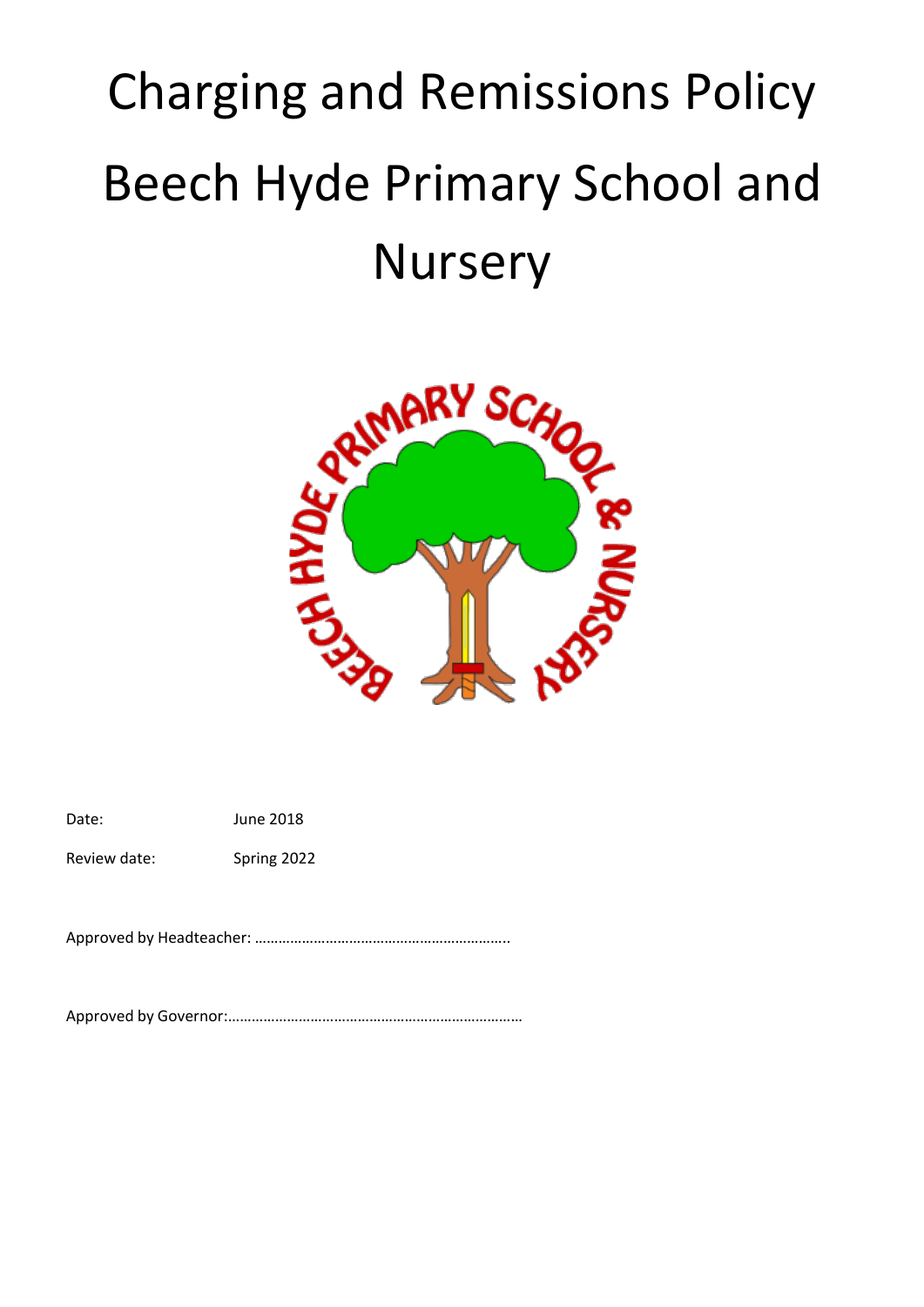# Charging and Remissions Policy Beech Hyde Primary School and Nursery

Date: June 2018

Review date: Spring 2022

Approved by Headteacher: ………………………………………………………..

Approved by Governor:………………………………………………………………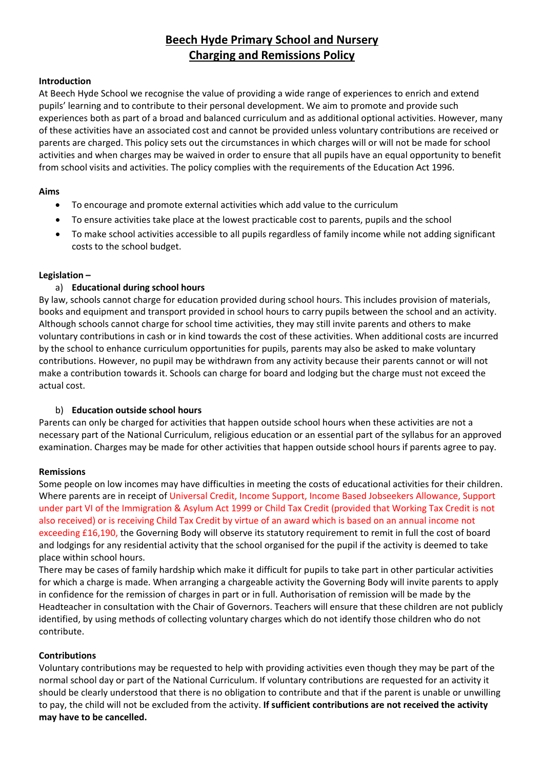# Beech Hyde Primary School and Nursery
# Charging and Remissions Policy

**Introduction**

At Beech Hyde School we recognise the value of providing a wide range of experiences to enrich and extend pupils' learning and to contribute to their personal development. We aim to promote and provide such experiences both as part of a broad and balanced curriculum and as additional optional activities. However, many of these activities have an associated cost and cannot be provided unless voluntary contributions are received or parents are charged. This policy sets out the circumstances in which charges will or will not be made for school activities and when charges may be waived in order to ensure that all pupils have an equal opportunity to benefit from school visits and activities. The policy complies with the requirements of the Education Act 1996.

**Aims**

- To encourage and promote external activities which add value to the curriculum
- To ensure activities take place at the lowest practicable cost to parents, pupils and the school
- To make school activities accessible to all pupils regardless of family income while not adding significant costs to the school budget.

**Legislation –**

a) **Educational during school hours**

By law, schools cannot charge for education provided during school hours. This includes provision of materials, books and equipment and transport provided in school hours to carry pupils between the school and an activity. Although schools cannot charge for school time activities, they may still invite parents and others to make voluntary contributions in cash or in kind towards the cost of these activities. When additional costs are incurred by the school to enhance curriculum opportunities for pupils, parents may also be asked to make voluntary contributions. However, no pupil may be withdrawn from any activity because their parents cannot or will not make a contribution towards it. Schools can charge for board and lodging but the charge must not exceed the actual cost.

b) **Education outside school hours**

Parents can only be charged for activities that happen outside school hours when these activities are not a necessary part of the National Curriculum, religious education or an essential part of the syllabus for an approved examination. Charges may be made for other activities that happen outside school hours if parents agree to pay.

**Remissions**

Some people on low incomes may have difficulties in meeting the costs of educational activities for their children. Where parents are in receipt of Universal Credit, Income Support, Income Based Jobseekers Allowance, Support under part VI of the Immigration & Asylum Act 1999 or Child Tax Credit (provided that Working Tax Credit is not also received) or is receiving Child Tax Credit by virtue of an award which is based on an annual income not exceeding £16,190, the Governing Body will observe its statutory requirement to remit in full the cost of board and lodgings for any residential activity that the school organised for the pupil if the activity is deemed to take place within school hours.

There may be cases of family hardship which make it difficult for pupils to take part in other particular activities for which a charge is made. When arranging a chargeable activity the Governing Body will invite parents to apply in confidence for the remission of charges in part or in full. Authorisation of remission will be made by the Headteacher in consultation with the Chair of Governors. Teachers will ensure that these children are not publicly identified, by using methods of collecting voluntary charges which do not identify those children who do not contribute.

**Contributions**

Voluntary contributions may be requested to help with providing activities even though they may be part of the normal school day or part of the National Curriculum. If voluntary contributions are requested for an activity it should be clearly understood that there is no obligation to contribute and that if the parent is unable or unwilling to pay, the child will not be excluded from the activity. **If sufficient contributions are not received the activity may have to be cancelled.**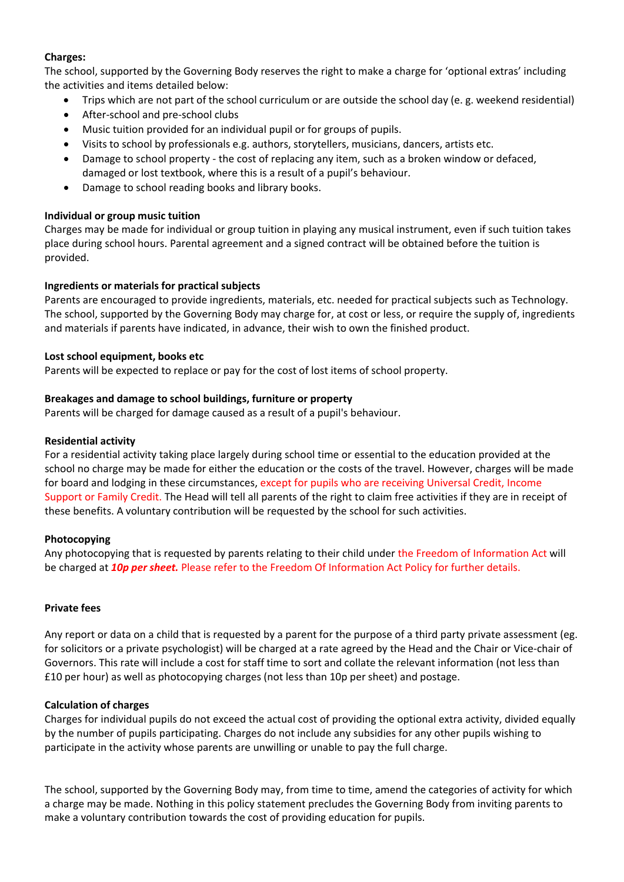**Charges:**
The school, supported by the Governing Body reserves the right to make a charge for 'optional extras' including the activities and items detailed below:

- Trips which are not part of the school curriculum or are outside the school day (e. g. weekend residential)
- After-school and pre-school clubs
- Music tuition provided for an individual pupil or for groups of pupils.
- Visits to school by professionals e.g. authors, storytellers, musicians, dancers, artists etc.
- Damage to school property - the cost of replacing any item, such as a broken window or defaced, damaged or lost textbook, where this is a result of a pupil's behaviour.
- Damage to school reading books and library books.

**Individual or group music tuition**
Charges may be made for individual or group tuition in playing any musical instrument, even if such tuition takes place during school hours. Parental agreement and a signed contract will be obtained before the tuition is provided.

**Ingredients or materials for practical subjects**
Parents are encouraged to provide ingredients, materials, etc. needed for practical subjects such as Technology. The school, supported by the Governing Body may charge for, at cost or less, or require the supply of, ingredients and materials if parents have indicated, in advance, their wish to own the finished product.

**Lost school equipment, books etc**
Parents will be expected to replace or pay for the cost of lost items of school property.

**Breakages and damage to school buildings, furniture or property**
Parents will be charged for damage caused as a result of a pupil's behaviour.

**Residential activity**
For a residential activity taking place largely during school time or essential to the education provided at the school no charge may be made for either the education or the costs of the travel. However, charges will be made for board and lodging in these circumstances, except for pupils who are receiving Universal Credit, Income Support or Family Credit. The Head will tell all parents of the right to claim free activities if they are in receipt of these benefits. A voluntary contribution will be requested by the school for such activities.

**Photocopying**
Any photocopying that is requested by parents relating to their child under the Freedom of Information Act will be charged at ***10p per sheet.*** Please refer to the Freedom Of Information Act Policy for further details.

**Private fees**

Any report or data on a child that is requested by a parent for the purpose of a third party private assessment (eg. for solicitors or a private psychologist) will be charged at a rate agreed by the Head and the Chair or Vice-chair of Governors. This rate will include a cost for staff time to sort and collate the relevant information (not less than £10 per hour) as well as photocopying charges (not less than 10p per sheet) and postage.

**Calculation of charges**
Charges for individual pupils do not exceed the actual cost of providing the optional extra activity, divided equally by the number of pupils participating. Charges do not include any subsidies for any other pupils wishing to participate in the activity whose parents are unwilling or unable to pay the full charge.

The school, supported by the Governing Body may, from time to time, amend the categories of activity for which a charge may be made. Nothing in this policy statement precludes the Governing Body from inviting parents to make a voluntary contribution towards the cost of providing education for pupils.